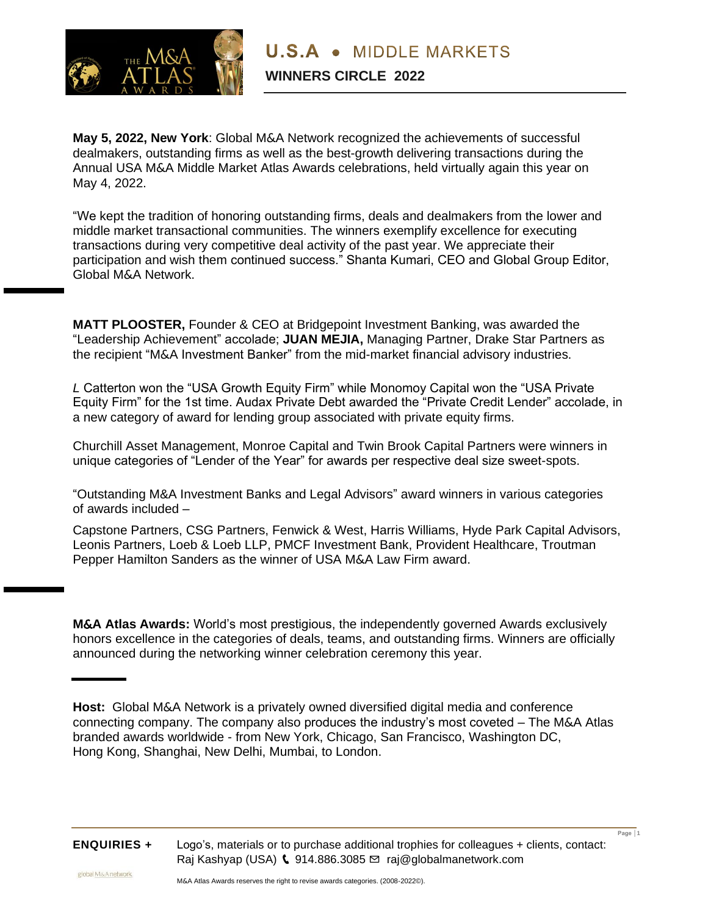# U.S.A • MIDDLE MARKETS

## WINNERS CIRCLE 2022

**May 5, 2022, New York**: Global M&A Network recognized the achievements of successful dealmakers, outstanding firms as well as the best-growth delivering transactions during the Annual USA M&A Middle Market Atlas Awards celebrations, held virtually again this year on May 4, 2022.

"We kept the tradition of honoring outstanding firms, deals and dealmakers from the lower and middle market transactional communities. The winners exemplify excellence for executing transactions during very competitive deal activity of the past year. We appreciate their participation and wish them continued success." Shanta Kumari, CEO and Global Group Editor, Global M&A Network.

**MATT PLOOSTER,** Founder & CEO at Bridgepoint Investment Banking, was awarded the "Leadership Achievement" accolade; **JUAN MEJIA,** Managing Partner, Drake Star Partners as the recipient "M&A Investment Banker" from the mid-market financial advisory industries.

*L* Catterton won the "USA Growth Equity Firm" while Monomoy Capital won the "USA Private Equity Firm" for the 1st time. Audax Private Debt awarded the "Private Credit Lender" accolade, in a new category of award for lending group associated with private equity firms.

Churchill Asset Management, Monroe Capital and Twin Brook Capital Partners were winners in unique categories of "Lender of the Year" for awards per respective deal size sweet-spots.

"Outstanding M&A Investment Banks and Legal Advisors" award winners in various categories of awards included –

Capstone Partners, CSG Partners, Fenwick & West, Harris Williams, Hyde Park Capital Advisors, Leonis Partners, Loeb & Loeb LLP, PMCF Investment Bank, Provident Healthcare, Troutman Pepper Hamilton Sanders as the winner of USA M&A Law Firm award.

**M&A Atlas Awards:** World's most prestigious, the independently governed Awards exclusively honors excellence in the categories of deals, teams, and outstanding firms. Winners are officially announced during the networking winner celebration ceremony this year.

**Host:** Global M&A Network is a privately owned diversified digital media and conference connecting company. The company also produces the industry's most coveted – The M&A Atlas branded awards worldwide - from New York, Chicago, San Francisco, Washington DC, Hong Kong, Shanghai, New Delhi, Mumbai, to London.

**ENQUIRIES +** Logo's, materials or to purchase additional trophies for colleagues + clients, contact: Raj Kashyap (USA) 914.886.3085 raj@globalmanetwork.com

M&A Atlas Awards reserves the right to revise awards categories. (2008-2022©).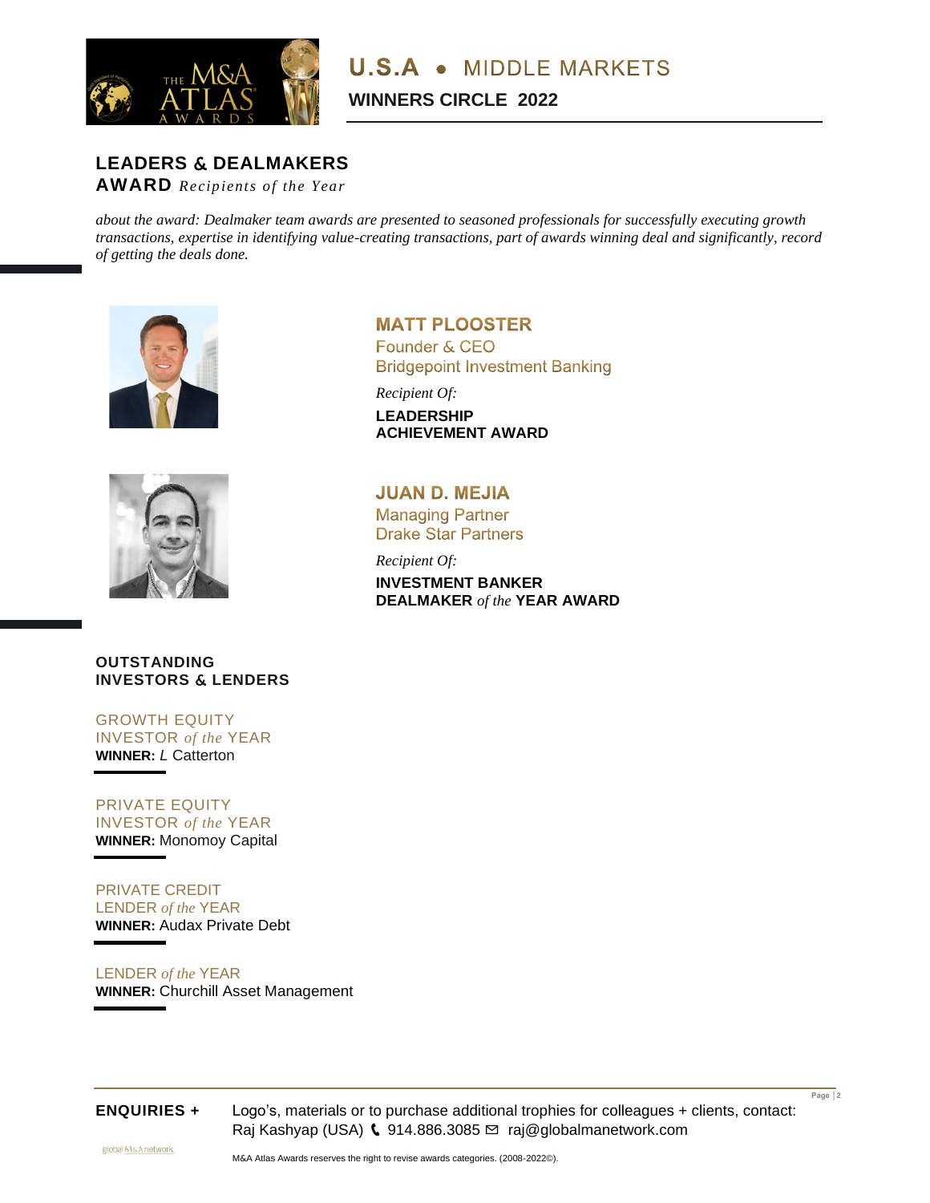# U.S.A • MIDDLE MARKETS

## WINNERS CIRCLE 2022

## LEADERS & DEALMAKERS AWARD *Recipients of the Year*

*about the award: Dealmaker team awards are presented to seasoned professionals for successfully executing growth transactions, expertise in identifying value-creating transactions, part of awards winning deal and significantly, record of getting the deals done.*

### MATT PLOOSTER
Founder & CEO
Bridgepoint Investment Banking

*Recipient Of:*

**LEADERSHIP ACHIEVEMENT AWARD**

### JUAN D. MEJIA
Managing Partner
Drake Star Partners

*Recipient Of:*

**INVESTMENT BANKER DEALMAKER *of the* YEAR AWARD**

## OUTSTANDING INVESTORS & LENDERS

GROWTH EQUITY INVESTOR *of the* YEAR
**WINNER:** *L* Catterton

PRIVATE EQUITY INVESTOR *of the* YEAR
**WINNER:** Monomoy Capital

PRIVATE CREDIT LENDER *of the* YEAR
**WINNER:** Audax Private Debt

LENDER *of the* YEAR
**WINNER:** Churchill Asset Management

**ENQUIRIES +** Logo's, materials or to purchase additional trophies for colleagues + clients, contact: Raj Kashyap (USA) 914.886.3085 raj@globalmanetwork.com

M&A Atlas Awards reserves the right to revise awards categories. (2008-2022©).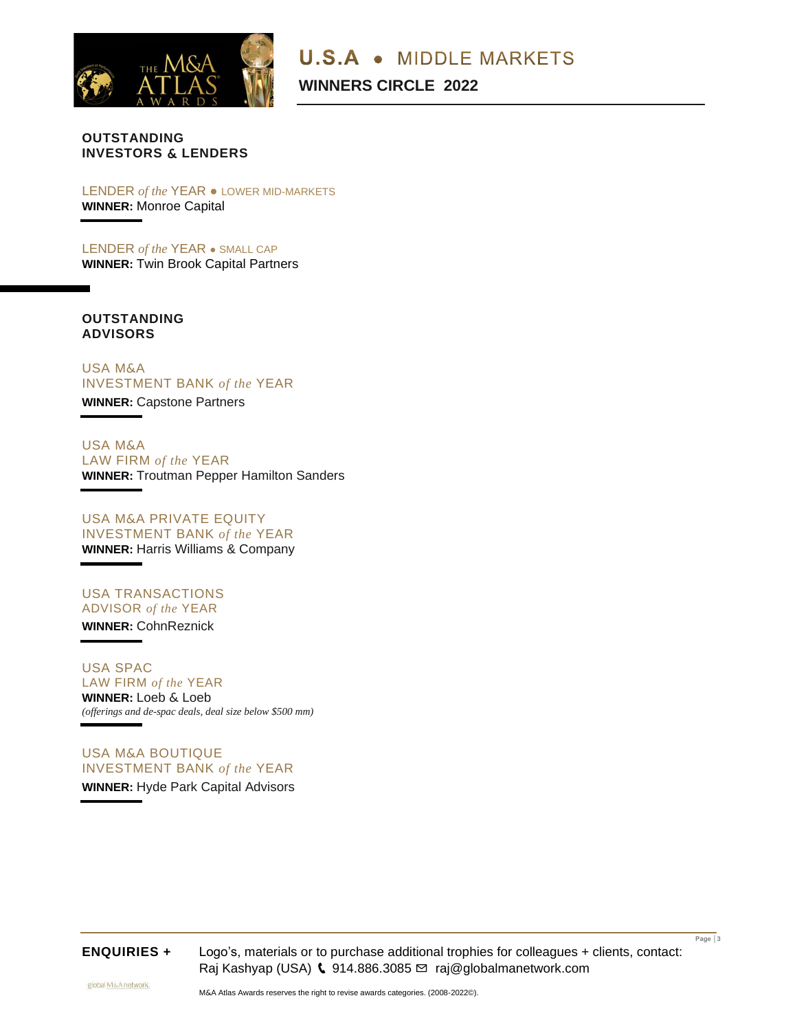# U.S.A • MIDDLE MARKETS

## WINNERS CIRCLE 2022

### OUTSTANDING INVESTORS & LENDERS

LENDER *of the* YEAR • LOWER MID-MARKETS
**WINNER:** Monroe Capital

LENDER *of the* YEAR • SMALL CAP
**WINNER:** Twin Brook Capital Partners

### OUTSTANDING ADVISORS

USA M&A
INVESTMENT BANK *of the* YEAR
**WINNER:** Capstone Partners

USA M&A
LAW FIRM *of the* YEAR
**WINNER:** Troutman Pepper Hamilton Sanders

USA M&A PRIVATE EQUITY
INVESTMENT BANK *of the* YEAR
**WINNER:** Harris Williams & Company

USA TRANSACTIONS
ADVISOR *of the* YEAR
**WINNER:** CohnReznick

USA SPAC
LAW FIRM *of the* YEAR
**WINNER:** Loeb & Loeb
*(offerings and de-spac deals, deal size below $500 mm)*

USA M&A BOUTIQUE
INVESTMENT BANK *of the* YEAR
**WINNER:** Hyde Park Capital Advisors

**ENQUIRIES +** Logo's, materials or to purchase additional trophies for colleagues + clients, contact: Raj Kashyap (USA) 914.886.3085 raj@globalmanetwork.com

M&A Atlas Awards reserves the right to revise awards categories. (2008-2022©).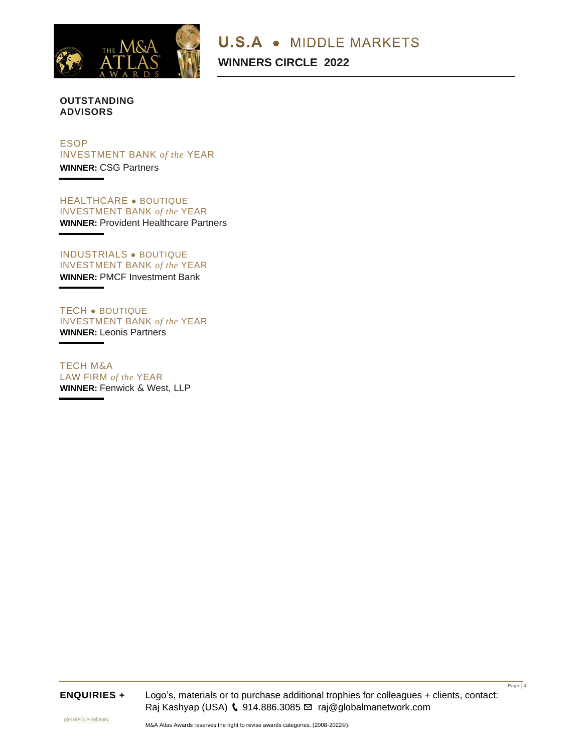# U.S.A • MIDDLE MARKETS

## WINNERS CIRCLE 2022

### OUTSTANDING ADVISORS

ESOP
INVESTMENT BANK *of the* YEAR
**WINNER:** CSG Partners

HEALTHCARE • BOUTIQUE
INVESTMENT BANK *of the* YEAR
**WINNER:** Provident Healthcare Partners

INDUSTRIALS • BOUTIQUE
INVESTMENT BANK *of the* YEAR
**WINNER:** PMCF Investment Bank

TECH • BOUTIQUE
INVESTMENT BANK *of the* YEAR
**WINNER:** Leonis Partners

TECH M&A
LAW FIRM *of the* YEAR
**WINNER:** Fenwick & West, LLP

**ENQUIRIES +** Logo's, materials or to purchase additional trophies for colleagues + clients, contact: Raj Kashyap (USA) 914.886.3085 raj@globalmanetwork.com

M&A Atlas Awards reserves the right to revise awards categories. (2008-2022©).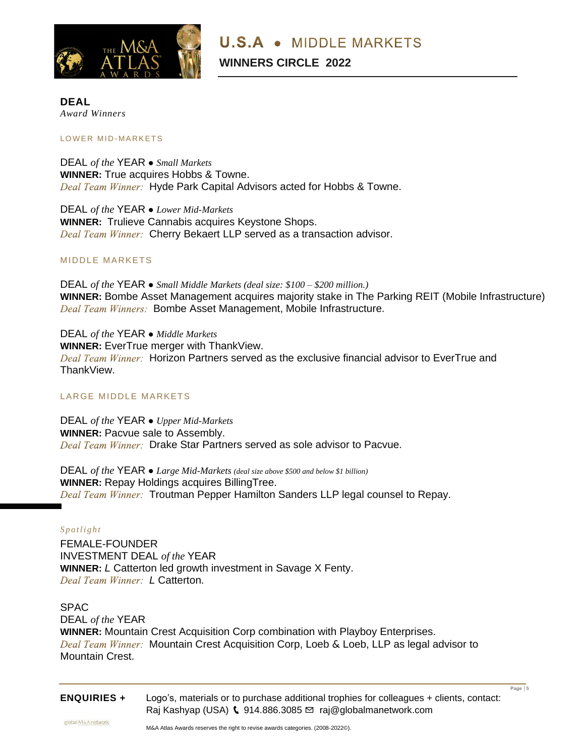# U.S.A • MIDDLE MARKETS

## WINNERS CIRCLE 2022

## DEAL
*Award Winners*

### LOWER MID-MARKETS

DEAL *of the* YEAR • *Small Markets*
**WINNER:** True acquires Hobbs & Towne.
*Deal Team Winner:* Hyde Park Capital Advisors acted for Hobbs & Towne.

DEAL *of the* YEAR • *Lower Mid-Markets*
**WINNER:** Trulieve Cannabis acquires Keystone Shops.
*Deal Team Winner:* Cherry Bekaert LLP served as a transaction advisor.

### MIDDLE MARKETS

DEAL *of the* YEAR • *Small Middle Markets (deal size: $100 – $200 million.)*
**WINNER:** Bombe Asset Management acquires majority stake in The Parking REIT (Mobile Infrastructure)
*Deal Team Winners:* Bombe Asset Management, Mobile Infrastructure.

DEAL *of the* YEAR • *Middle Markets*
**WINNER:** EverTrue merger with ThankView.
*Deal Team Winner:* Horizon Partners served as the exclusive financial advisor to EverTrue and ThankView.

### LARGE MIDDLE MARKETS

DEAL *of the* YEAR • *Upper Mid-Markets*
**WINNER:** Pacvue sale to Assembly.
*Deal Team Winner:* Drake Star Partners served as sole advisor to Pacvue.

DEAL *of the* YEAR • *Large Mid-Markets (deal size above $500 and below $1 billion)*
**WINNER:** Repay Holdings acquires BillingTree.
*Deal Team Winner:* Troutman Pepper Hamilton Sanders LLP legal counsel to Repay.

*Spotlight*

FEMALE-FOUNDER
INVESTMENT DEAL *of the* YEAR
**WINNER:** *L* Catterton led growth investment in Savage X Fenty.
*Deal Team Winner:* *L* Catterton.

SPAC
DEAL *of the* YEAR
**WINNER:** Mountain Crest Acquisition Corp combination with Playboy Enterprises.
*Deal Team Winner:* Mountain Crest Acquisition Corp, Loeb & Loeb, LLP as legal advisor to Mountain Crest.

**ENQUIRIES +** Logo's, materials or to purchase additional trophies for colleagues + clients, contact: Raj Kashyap (USA) 914.886.3085 raj@globalmanetwork.com

M&A Atlas Awards reserves the right to revise awards categories. (2008-2022©).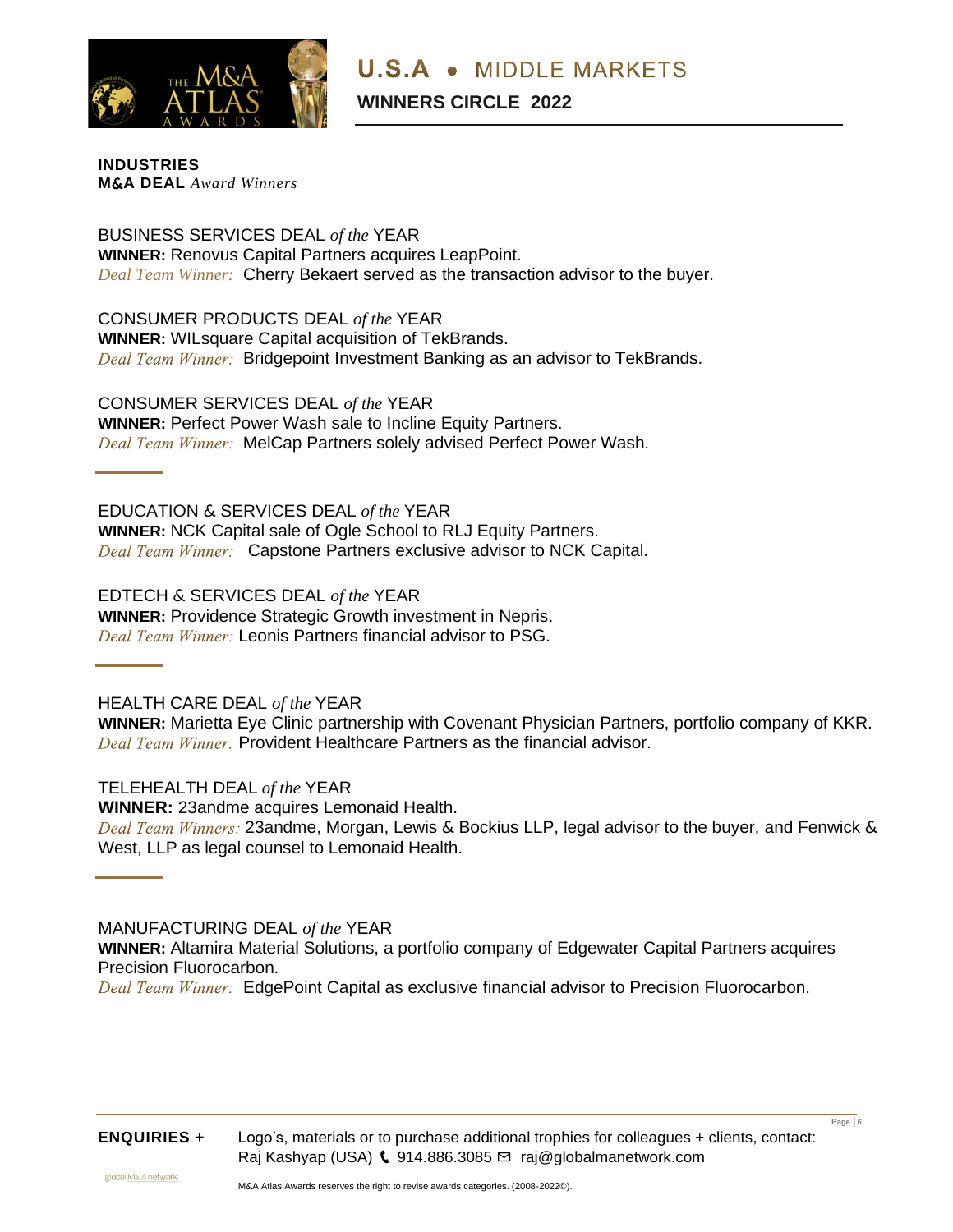**INDUSTRIES**
**M&A DEAL** *Award Winners*

BUSINESS SERVICES DEAL *of the* YEAR
**WINNER:** Renovus Capital Partners acquires LeapPoint.
*Deal Team Winner:* Cherry Bekaert served as the transaction advisor to the buyer.

CONSUMER PRODUCTS DEAL *of the* YEAR
**WINNER:** WILsquare Capital acquisition of TekBrands.
*Deal Team Winner:* Bridgepoint Investment Banking as an advisor to TekBrands.

CONSUMER SERVICES DEAL *of the* YEAR
**WINNER:** Perfect Power Wash sale to Incline Equity Partners.
*Deal Team Winner:* MelCap Partners solely advised Perfect Power Wash.

---

EDUCATION & SERVICES DEAL *of the* YEAR
**WINNER:** NCK Capital sale of Ogle School to RLJ Equity Partners.
*Deal Team Winner:* Capstone Partners exclusive advisor to NCK Capital.

EDTECH & SERVICES DEAL *of the* YEAR
**WINNER:** Providence Strategic Growth investment in Nepris.
*Deal Team Winner:* Leonis Partners financial advisor to PSG.

---

HEALTH CARE DEAL *of the* YEAR
**WINNER:** Marietta Eye Clinic partnership with Covenant Physician Partners, portfolio company of KKR.
*Deal Team Winner:* Provident Healthcare Partners as the financial advisor.

TELEHEALTH DEAL *of the* YEAR
**WINNER:** 23andme acquires Lemonaid Health.
*Deal Team Winners:* 23andme, Morgan, Lewis & Bockius LLP, legal advisor to the buyer, and Fenwick & West, LLP as legal counsel to Lemonaid Health.

---

MANUFACTURING DEAL *of the* YEAR
**WINNER:** Altamira Material Solutions, a portfolio company of Edgewater Capital Partners acquires Precision Fluorocarbon.
*Deal Team Winner:* EdgePoint Capital as exclusive financial advisor to Precision Fluorocarbon.

**ENQUIRIES +** Logo's, materials or to purchase additional trophies for colleagues + clients, contact: Raj Kashyap (USA) 914.886.3085 raj@globalmanetwork.com

M&A Atlas Awards reserves the right to revise awards categories. (2008-2022©).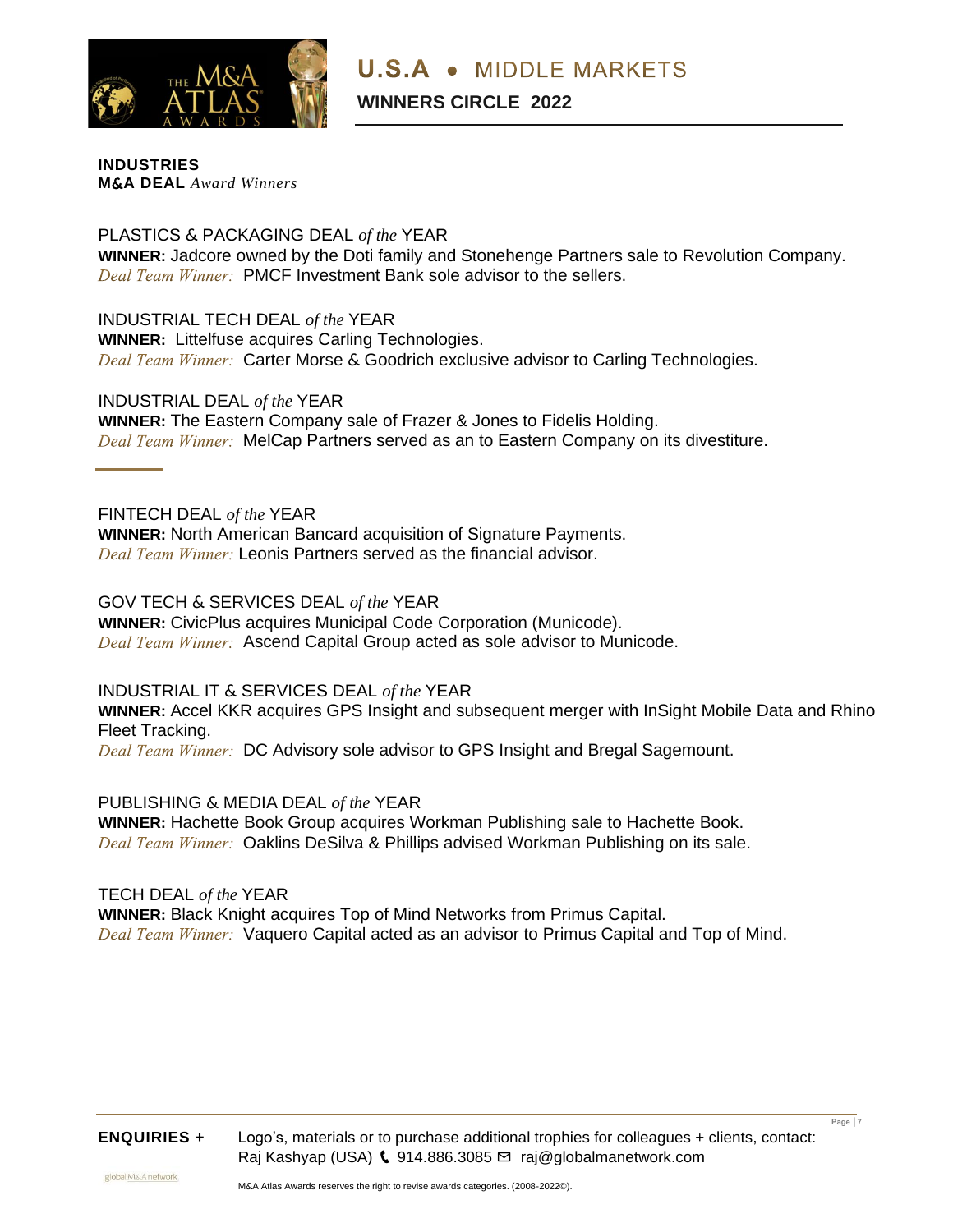**INDUSTRIES**
**M&A DEAL** *Award Winners*

PLASTICS & PACKAGING DEAL *of the* YEAR
**WINNER:** Jadcore owned by the Doti family and Stonehenge Partners sale to Revolution Company.
*Deal Team Winner:* PMCF Investment Bank sole advisor to the sellers.

INDUSTRIAL TECH DEAL *of the* YEAR
**WINNER:** Littelfuse acquires Carling Technologies.
*Deal Team Winner:* Carter Morse & Goodrich exclusive advisor to Carling Technologies.

INDUSTRIAL DEAL *of the* YEAR
**WINNER:** The Eastern Company sale of Frazer & Jones to Fidelis Holding.
*Deal Team Winner:* MelCap Partners served as an to Eastern Company on its divestiture.

---

FINTECH DEAL *of the* YEAR
**WINNER:** North American Bancard acquisition of Signature Payments.
*Deal Team Winner:* Leonis Partners served as the financial advisor.

GOV TECH & SERVICES DEAL *of the* YEAR
**WINNER:** CivicPlus acquires Municipal Code Corporation (Municode).
*Deal Team Winner:* Ascend Capital Group acted as sole advisor to Municode.

INDUSTRIAL IT & SERVICES DEAL *of the* YEAR
**WINNER:** Accel KKR acquires GPS Insight and subsequent merger with InSight Mobile Data and Rhino Fleet Tracking.
*Deal Team Winner:* DC Advisory sole advisor to GPS Insight and Bregal Sagemount.

PUBLISHING & MEDIA DEAL *of the* YEAR
**WINNER:** Hachette Book Group acquires Workman Publishing sale to Hachette Book.
*Deal Team Winner:* Oaklins DeSilva & Phillips advised Workman Publishing on its sale.

TECH DEAL *of the* YEAR
**WINNER:** Black Knight acquires Top of Mind Networks from Primus Capital.
*Deal Team Winner:* Vaquero Capital acted as an advisor to Primus Capital and Top of Mind.

**ENQUIRIES +** Logo's, materials or to purchase additional trophies for colleagues + clients, contact:
Raj Kashyap (USA) 914.886.3085 raj@globalmanetwork.com

M&A Atlas Awards reserves the right to revise awards categories. (2008-2022©).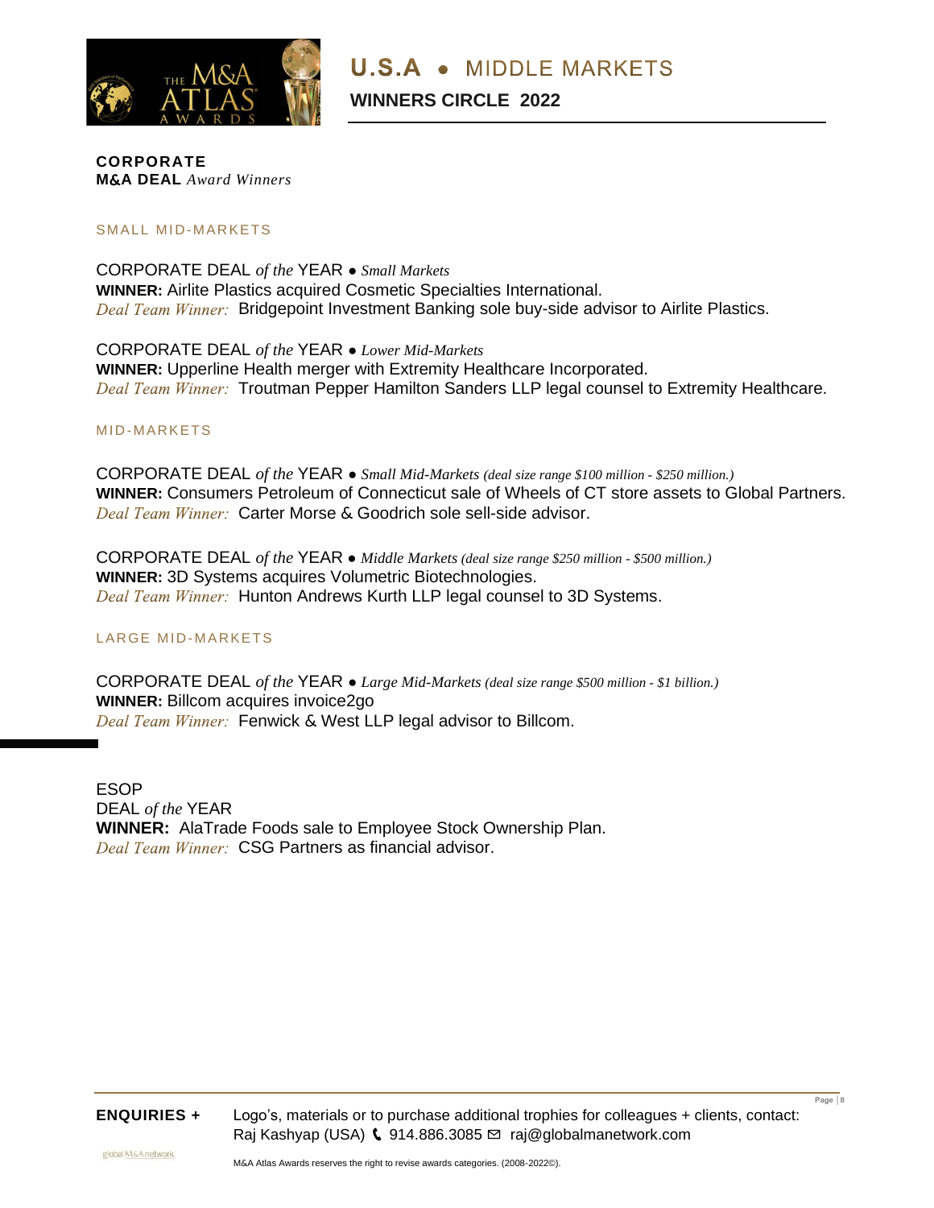# U.S.A • MIDDLE MARKETS

**WINNERS CIRCLE 2022**

**CORPORATE**
**M&A DEAL** *Award Winners*

## SMALL MID-MARKETS

CORPORATE DEAL *of the* YEAR • *Small Markets*
**WINNER:** Airlite Plastics acquired Cosmetic Specialties International.
*Deal Team Winner:* Bridgepoint Investment Banking sole buy-side advisor to Airlite Plastics.

CORPORATE DEAL *of the* YEAR • *Lower Mid-Markets*
**WINNER:** Upperline Health merger with Extremity Healthcare Incorporated.
*Deal Team Winner:* Troutman Pepper Hamilton Sanders LLP legal counsel to Extremity Healthcare.

## MID-MARKETS

CORPORATE DEAL *of the* YEAR • *Small Mid-Markets (deal size range $100 million - $250 million.)*
**WINNER:** Consumers Petroleum of Connecticut sale of Wheels of CT store assets to Global Partners.
*Deal Team Winner:* Carter Morse & Goodrich sole sell-side advisor.

CORPORATE DEAL *of the* YEAR • *Middle Markets (deal size range $250 million - $500 million.)*
**WINNER:** 3D Systems acquires Volumetric Biotechnologies.
*Deal Team Winner:* Hunton Andrews Kurth LLP legal counsel to 3D Systems.

## LARGE MID-MARKETS

CORPORATE DEAL *of the* YEAR • *Large Mid-Markets (deal size range $500 million - $1 billion.)*
**WINNER:** Billcom acquires invoice2go
*Deal Team Winner:* Fenwick & West LLP legal advisor to Billcom.

ESOP
DEAL *of the* YEAR
**WINNER:** AlaTrade Foods sale to Employee Stock Ownership Plan.
*Deal Team Winner:* CSG Partners as financial advisor.

**ENQUIRIES +** Logo's, materials or to purchase additional trophies for colleagues + clients, contact: Raj Kashyap (USA) 914.886.3085 raj@globalmanetwork.com

M&A Atlas Awards reserves the right to revise awards categories. (2008-2022©).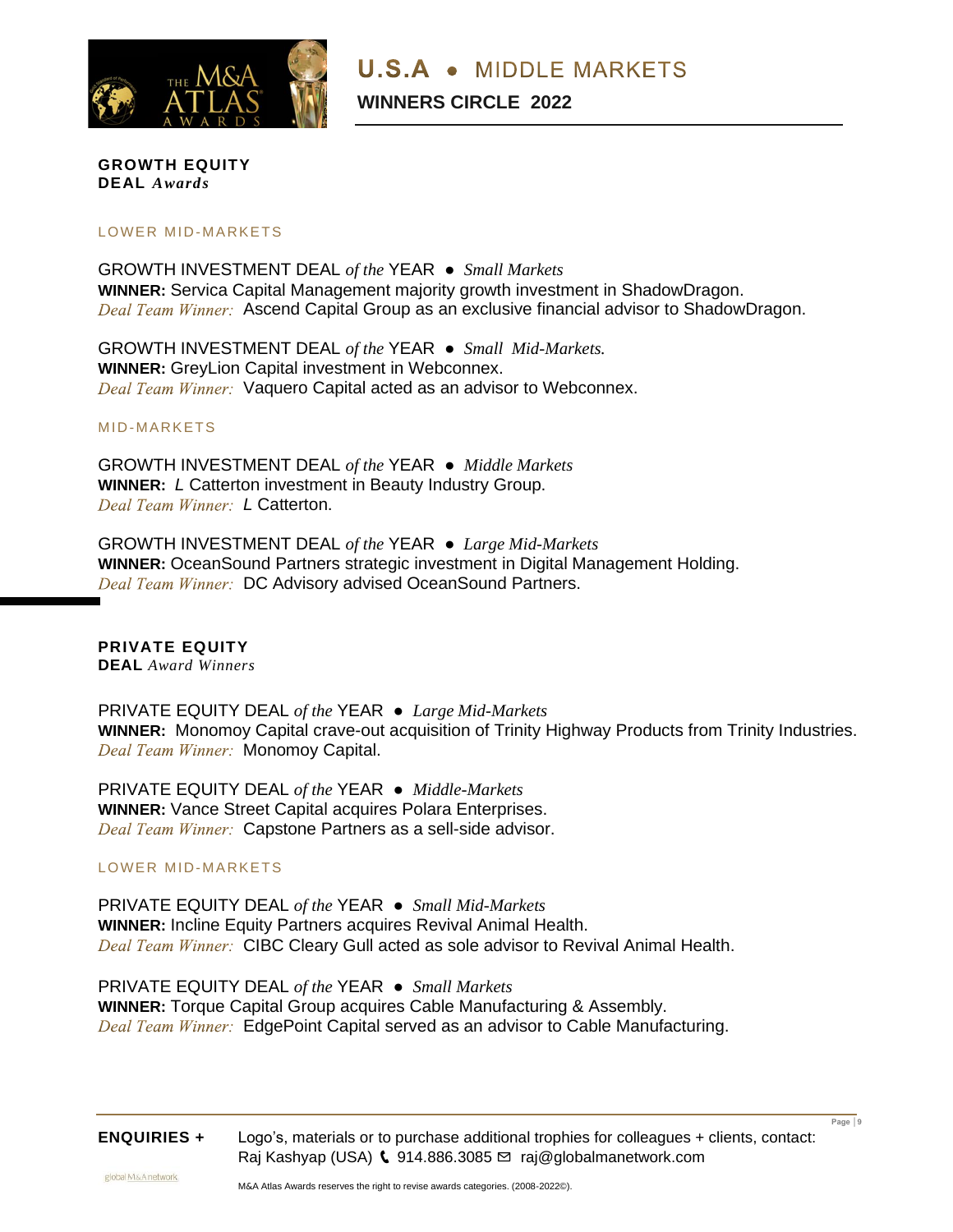# U.S.A • MIDDLE MARKETS

## WINNERS CIRCLE 2022

### GROWTH EQUITY
### DEAL *Awards*

LOWER MID-MARKETS

GROWTH INVESTMENT DEAL *of the* YEAR • *Small Markets*
**WINNER:** Servica Capital Management majority growth investment in ShadowDragon.
*Deal Team Winner:* Ascend Capital Group as an exclusive financial advisor to ShadowDragon.

GROWTH INVESTMENT DEAL *of the* YEAR • *Small Mid-Markets.*
**WINNER:** GreyLion Capital investment in Webconnex.
*Deal Team Winner:* Vaquero Capital acted as an advisor to Webconnex.

MID-MARKETS

GROWTH INVESTMENT DEAL *of the* YEAR • *Middle Markets*
**WINNER:** *L* Catterton investment in Beauty Industry Group.
*Deal Team Winner:* *L* Catterton.

GROWTH INVESTMENT DEAL *of the* YEAR • *Large Mid-Markets*
**WINNER:** OceanSound Partners strategic investment in Digital Management Holding.
*Deal Team Winner:* DC Advisory advised OceanSound Partners.

### PRIVATE EQUITY
### DEAL *Award Winners*

PRIVATE EQUITY DEAL *of the* YEAR • *Large Mid-Markets*
**WINNER:** Monomoy Capital crave-out acquisition of Trinity Highway Products from Trinity Industries.
*Deal Team Winner:* Monomoy Capital.

PRIVATE EQUITY DEAL *of the* YEAR • *Middle-Markets*
**WINNER:** Vance Street Capital acquires Polara Enterprises.
*Deal Team Winner:* Capstone Partners as a sell-side advisor.

LOWER MID-MARKETS

PRIVATE EQUITY DEAL *of the* YEAR • *Small Mid-Markets*
**WINNER:** Incline Equity Partners acquires Revival Animal Health.
*Deal Team Winner:* CIBC Cleary Gull acted as sole advisor to Revival Animal Health.

PRIVATE EQUITY DEAL *of the* YEAR • *Small Markets*
**WINNER:** Torque Capital Group acquires Cable Manufacturing & Assembly.
*Deal Team Winner:* EdgePoint Capital served as an advisor to Cable Manufacturing.

**ENQUIRIES +** Logo's, materials or to purchase additional trophies for colleagues + clients, contact: Raj Kashyap (USA) 914.886.3085 raj@globalmanetwork.com

M&A Atlas Awards reserves the right to revise awards categories. (2008-2022©).